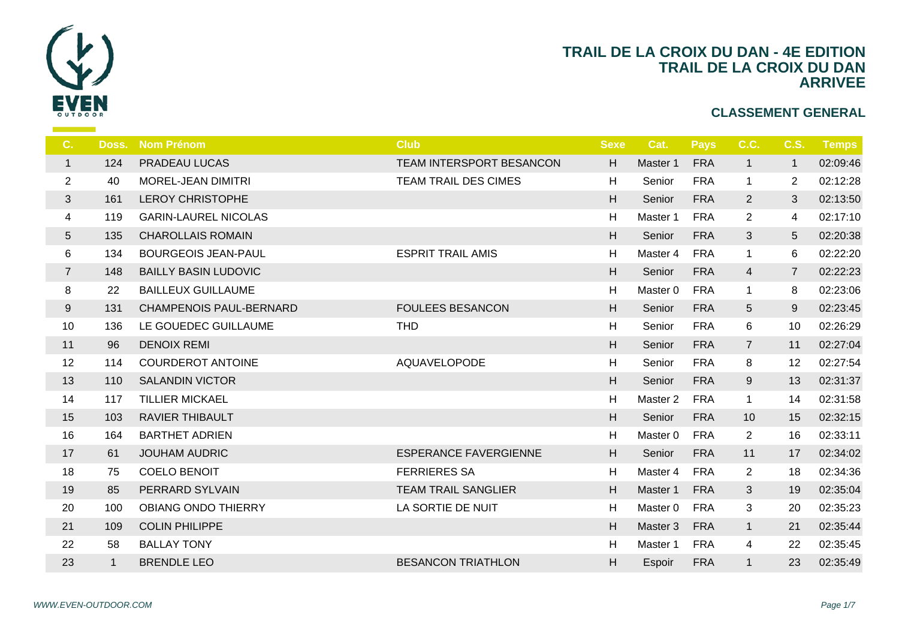# TRAIL DE LA CROIX DU DAN - 4E EDITION
## TRAIL DE LA CROIX DU DAN
## ARRIVEE

### CLASSEMENT GENERAL

| C. | Doss. | Nom Prénom | Club | Sexe | Cat. | Pays | C.C. | C.S. | Temps |
|---|---|---|---|---|---|---|---|---|---|
| 1 | 124 | PRADEAU LUCAS | TEAM INTERSPORT BESANCON | H | Master 1 | FRA | 1 | 1 | 02:09:46 |
| 2 | 40 | MOREL-JEAN DIMITRI | TEAM TRAIL DES CIMES | H | Senior | FRA | 1 | 2 | 02:12:28 |
| 3 | 161 | LEROY CHRISTOPHE | | H | Senior | FRA | 2 | 3 | 02:13:50 |
| 4 | 119 | GARIN-LAUREL NICOLAS | | H | Master 1 | FRA | 2 | 4 | 02:17:10 |
| 5 | 135 | CHAROLLAIS ROMAIN | | H | Senior | FRA | 3 | 5 | 02:20:38 |
| 6 | 134 | BOURGEOIS JEAN-PAUL | ESPRIT TRAIL AMIS | H | Master 4 | FRA | 1 | 6 | 02:22:20 |
| 7 | 148 | BAILLY BASIN LUDOVIC | | H | Senior | FRA | 4 | 7 | 02:22:23 |
| 8 | 22 | BAILLEUX GUILLAUME | | H | Master 0 | FRA | 1 | 8 | 02:23:06 |
| 9 | 131 | CHAMPENOIS PAUL-BERNARD | FOULEES BESANCON | H | Senior | FRA | 5 | 9 | 02:23:45 |
| 10 | 136 | LE GOUEDEC GUILLAUME | THD | H | Senior | FRA | 6 | 10 | 02:26:29 |
| 11 | 96 | DENOIX REMI | | H | Senior | FRA | 7 | 11 | 02:27:04 |
| 12 | 114 | COURDEROT ANTOINE | AQUAVELOPODE | H | Senior | FRA | 8 | 12 | 02:27:54 |
| 13 | 110 | SALANDIN VICTOR | | H | Senior | FRA | 9 | 13 | 02:31:37 |
| 14 | 117 | TILLIER MICKAEL | | H | Master 2 | FRA | 1 | 14 | 02:31:58 |
| 15 | 103 | RAVIER THIBAULT | | H | Senior | FRA | 10 | 15 | 02:32:15 |
| 16 | 164 | BARTHET ADRIEN | | H | Master 0 | FRA | 2 | 16 | 02:33:11 |
| 17 | 61 | JOUHAM AUDRIC | ESPERANCE FAVERGIENNE | H | Senior | FRA | 11 | 17 | 02:34:02 |
| 18 | 75 | COELO BENOIT | FERRIERES SA | H | Master 4 | FRA | 2 | 18 | 02:34:36 |
| 19 | 85 | PERRARD SYLVAIN | TEAM TRAIL SANGLIER | H | Master 1 | FRA | 3 | 19 | 02:35:04 |
| 20 | 100 | OBIANG ONDO THIERRY | LA SORTIE DE NUIT | H | Master 0 | FRA | 3 | 20 | 02:35:23 |
| 21 | 109 | COLIN PHILIPPE | | H | Master 3 | FRA | 1 | 21 | 02:35:44 |
| 22 | 58 | BALLAY TONY | | H | Master 1 | FRA | 4 | 22 | 02:35:45 |
| 23 | 1 | BRENDLE LEO | BESANCON TRIATHLON | H | Espoir | FRA | 1 | 23 | 02:35:49 |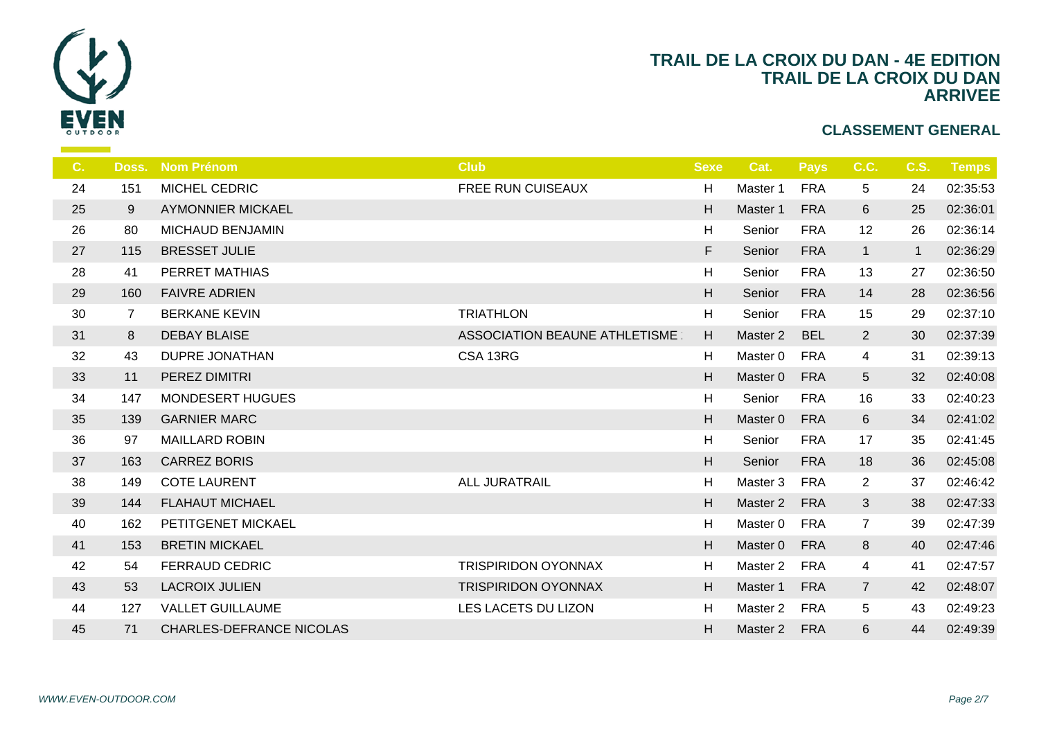# TRAIL DE LA CROIX DU DAN - 4E EDITION
## TRAIL DE LA CROIX DU DAN
## ARRIVEE

### CLASSEMENT GENERAL

| C. | Doss. | Nom Prénom | Club | Sexe | Cat. | Pays | C.C. | C.S. | Temps |
|---|---|---|---|---|---|---|---|---|---|
| 24 | 151 | MICHEL CEDRIC | FREE RUN CUISEAUX | H | Master 1 | FRA | 5 | 24 | 02:35:53 |
| 25 | 9 | AYMONNIER MICKAEL | | H | Master 1 | FRA | 6 | 25 | 02:36:01 |
| 26 | 80 | MICHAUD BENJAMIN | | H | Senior | FRA | 12 | 26 | 02:36:14 |
| 27 | 115 | BRESSET JULIE | | F | Senior | FRA | 1 | 1 | 02:36:29 |
| 28 | 41 | PERRET MATHIAS | | H | Senior | FRA | 13 | 27 | 02:36:50 |
| 29 | 160 | FAIVRE ADRIEN | | H | Senior | FRA | 14 | 28 | 02:36:56 |
| 30 | 7 | BERKANE KEVIN | TRIATHLON | H | Senior | FRA | 15 | 29 | 02:37:10 |
| 31 | 8 | DEBAY BLAISE | ASSOCIATION BEAUNE ATHLETISME | H | Master 2 | BEL | 2 | 30 | 02:37:39 |
| 32 | 43 | DUPRE JONATHAN | CSA 13RG | H | Master 0 | FRA | 4 | 31 | 02:39:13 |
| 33 | 11 | PEREZ DIMITRI | | H | Master 0 | FRA | 5 | 32 | 02:40:08 |
| 34 | 147 | MONDESERT HUGUES | | H | Senior | FRA | 16 | 33 | 02:40:23 |
| 35 | 139 | GARNIER MARC | | H | Master 0 | FRA | 6 | 34 | 02:41:02 |
| 36 | 97 | MAILLARD ROBIN | | H | Senior | FRA | 17 | 35 | 02:41:45 |
| 37 | 163 | CARREZ BORIS | | H | Senior | FRA | 18 | 36 | 02:45:08 |
| 38 | 149 | COTE LAURENT | ALL JURATRAIL | H | Master 3 | FRA | 2 | 37 | 02:46:42 |
| 39 | 144 | FLAHAUT MICHAEL | | H | Master 2 | FRA | 3 | 38 | 02:47:33 |
| 40 | 162 | PETITGENET MICKAEL | | H | Master 0 | FRA | 7 | 39 | 02:47:39 |
| 41 | 153 | BRETIN MICKAEL | | H | Master 0 | FRA | 8 | 40 | 02:47:46 |
| 42 | 54 | FERRAUD CEDRIC | TRISPIRIDON OYONNAX | H | Master 2 | FRA | 4 | 41 | 02:47:57 |
| 43 | 53 | LACROIX JULIEN | TRISPIRIDON OYONNAX | H | Master 1 | FRA | 7 | 42 | 02:48:07 |
| 44 | 127 | VALLET GUILLAUME | LES LACETS DU LIZON | H | Master 2 | FRA | 5 | 43 | 02:49:23 |
| 45 | 71 | CHARLES-DEFRANCE NICOLAS | | H | Master 2 | FRA | 6 | 44 | 02:49:39 |

*WWW.EVEN-OUTDOOR.COM*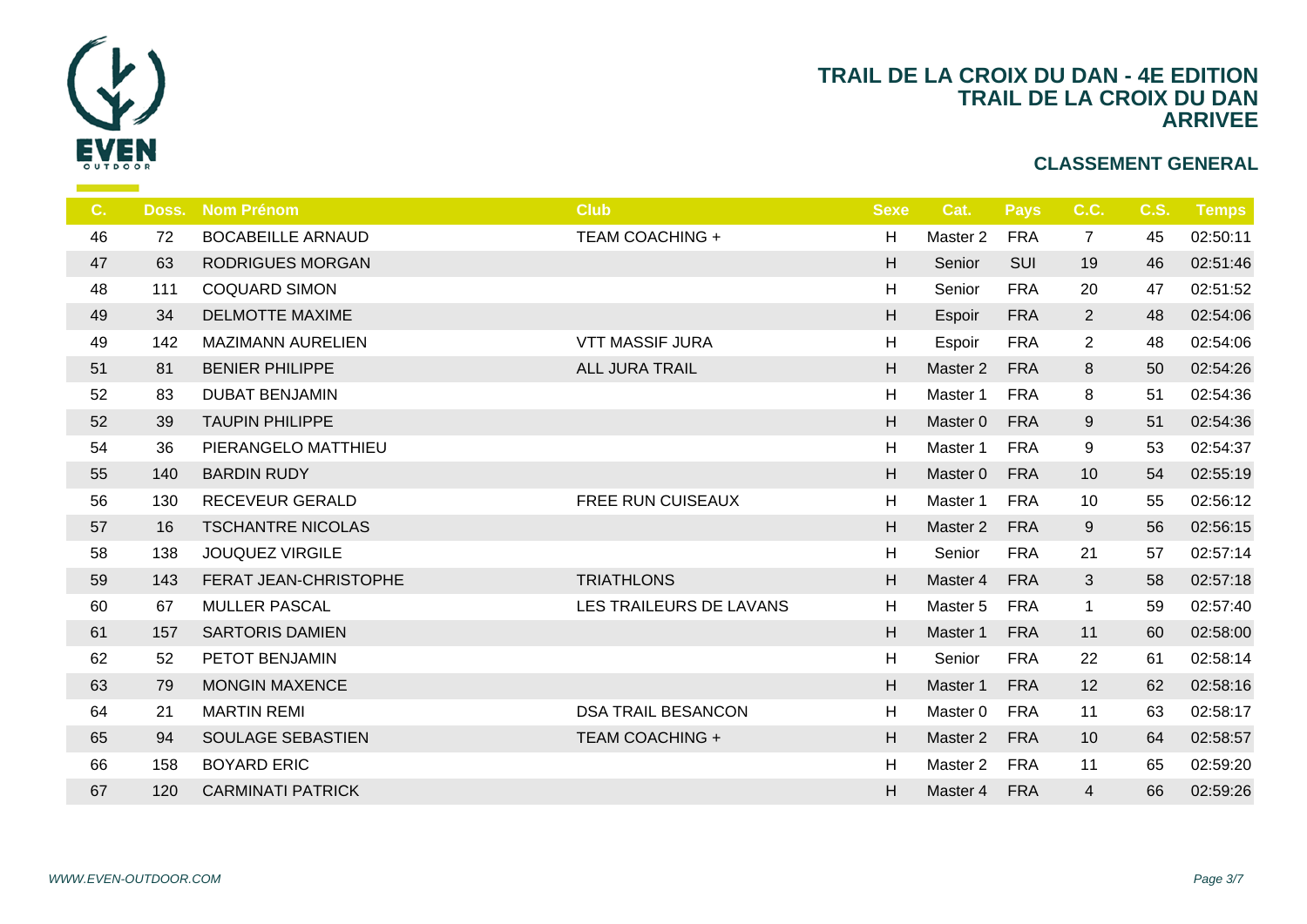# TRAIL DE LA CROIX DU DAN - 4E EDITION
## TRAIL DE LA CROIX DU DAN
## ARRIVEE

### CLASSEMENT GENERAL

| C. | Doss. | Nom Prénom | Club | Sexe | Cat. | Pays | C.C. | C.S. | Temps |
|---|---|---|---|---|---|---|---|---|---|
| 46 | 72 | BOCABEILLE ARNAUD | TEAM COACHING + | H | Master 2 | FRA | 7 | 45 | 02:50:11 |
| 47 | 63 | RODRIGUES MORGAN | | H | Senior | SUI | 19 | 46 | 02:51:46 |
| 48 | 111 | COQUARD SIMON | | H | Senior | FRA | 20 | 47 | 02:51:52 |
| 49 | 34 | DELMOTTE MAXIME | | H | Espoir | FRA | 2 | 48 | 02:54:06 |
| 49 | 142 | MAZIMANN AURELIEN | VTT MASSIF JURA | H | Espoir | FRA | 2 | 48 | 02:54:06 |
| 51 | 81 | BENIER PHILIPPE | ALL JURA TRAIL | H | Master 2 | FRA | 8 | 50 | 02:54:26 |
| 52 | 83 | DUBAT BENJAMIN | | H | Master 1 | FRA | 8 | 51 | 02:54:36 |
| 52 | 39 | TAUPIN PHILIPPE | | H | Master 0 | FRA | 9 | 51 | 02:54:36 |
| 54 | 36 | PIERANGELO MATTHIEU | | H | Master 1 | FRA | 9 | 53 | 02:54:37 |
| 55 | 140 | BARDIN RUDY | | H | Master 0 | FRA | 10 | 54 | 02:55:19 |
| 56 | 130 | RECEVEUR GERALD | FREE RUN CUISEAUX | H | Master 1 | FRA | 10 | 55 | 02:56:12 |
| 57 | 16 | TSCHANTRE NICOLAS | | H | Master 2 | FRA | 9 | 56 | 02:56:15 |
| 58 | 138 | JOUQUEZ VIRGILE | | H | Senior | FRA | 21 | 57 | 02:57:14 |
| 59 | 143 | FERAT JEAN-CHRISTOPHE | TRIATHLONS | H | Master 4 | FRA | 3 | 58 | 02:57:18 |
| 60 | 67 | MULLER PASCAL | LES TRAILEURS DE LAVANS | H | Master 5 | FRA | 1 | 59 | 02:57:40 |
| 61 | 157 | SARTORIS DAMIEN | | H | Master 1 | FRA | 11 | 60 | 02:58:00 |
| 62 | 52 | PETOT BENJAMIN | | H | Senior | FRA | 22 | 61 | 02:58:14 |
| 63 | 79 | MONGIN MAXENCE | | H | Master 1 | FRA | 12 | 62 | 02:58:16 |
| 64 | 21 | MARTIN REMI | DSA TRAIL BESANCON | H | Master 0 | FRA | 11 | 63 | 02:58:17 |
| 65 | 94 | SOULAGE SEBASTIEN | TEAM COACHING + | H | Master 2 | FRA | 10 | 64 | 02:58:57 |
| 66 | 158 | BOYARD ERIC | | H | Master 2 | FRA | 11 | 65 | 02:59:20 |
| 67 | 120 | CARMINATI PATRICK | | H | Master 4 | FRA | 4 | 66 | 02:59:26 |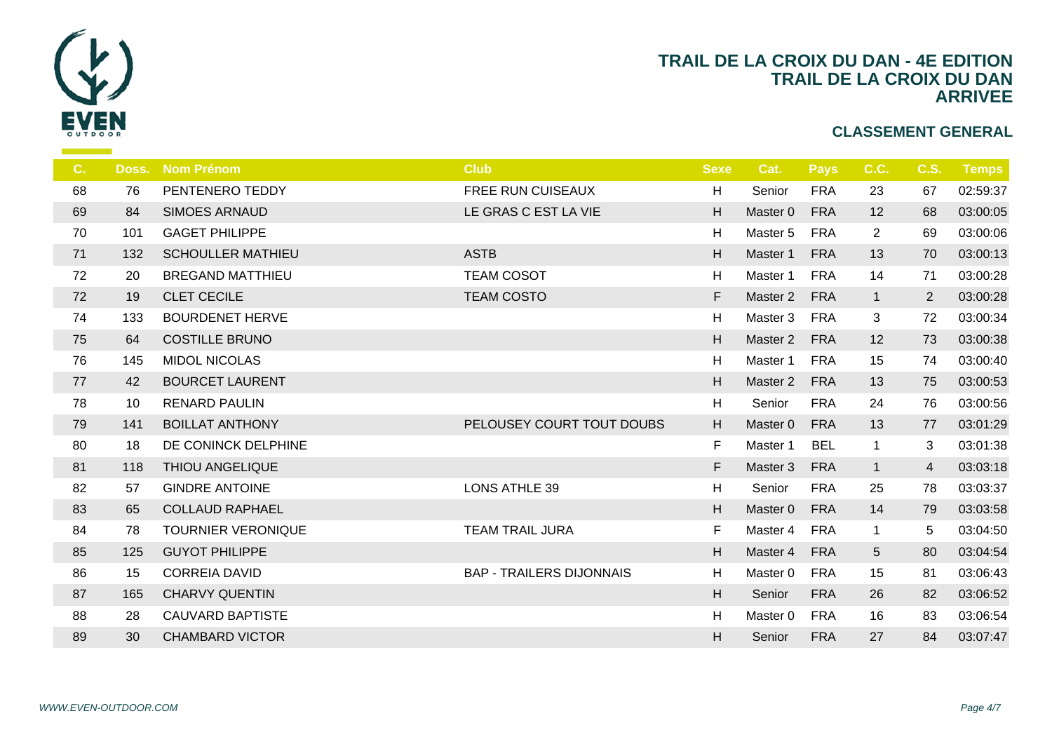# TRAIL DE LA CROIX DU DAN - 4E EDITION
## TRAIL DE LA CROIX DU DAN
## ARRIVEE

### CLASSEMENT GENERAL

| C. | Doss. | Nom Prénom | Club | Sexe | Cat. | Pays | C.C. | C.S. | Temps |
|---|---|---|---|---|---|---|---|---|---|
| 68 | 76 | PENTENERO TEDDY | FREE RUN CUISEAUX | H | Senior | FRA | 23 | 67 | 02:59:37 |
| 69 | 84 | SIMOES ARNAUD | LE GRAS C EST LA VIE | H | Master 0 | FRA | 12 | 68 | 03:00:05 |
| 70 | 101 | GAGET PHILIPPE | | H | Master 5 | FRA | 2 | 69 | 03:00:06 |
| 71 | 132 | SCHOULLER MATHIEU | ASTB | H | Master 1 | FRA | 13 | 70 | 03:00:13 |
| 72 | 20 | BREGAND MATTHIEU | TEAM COSOT | H | Master 1 | FRA | 14 | 71 | 03:00:28 |
| 72 | 19 | CLET CECILE | TEAM COSTO | F | Master 2 | FRA | 1 | 2 | 03:00:28 |
| 74 | 133 | BOURDENET HERVE | | H | Master 3 | FRA | 3 | 72 | 03:00:34 |
| 75 | 64 | COSTILLE BRUNO | | H | Master 2 | FRA | 12 | 73 | 03:00:38 |
| 76 | 145 | MIDOL NICOLAS | | H | Master 1 | FRA | 15 | 74 | 03:00:40 |
| 77 | 42 | BOURCET LAURENT | | H | Master 2 | FRA | 13 | 75 | 03:00:53 |
| 78 | 10 | RENARD PAULIN | | H | Senior | FRA | 24 | 76 | 03:00:56 |
| 79 | 141 | BOILLAT ANTHONY | PELOUSEY COURT TOUT DOUBS | H | Master 0 | FRA | 13 | 77 | 03:01:29 |
| 80 | 18 | DE CONINCK DELPHINE | | F | Master 1 | BEL | 1 | 3 | 03:01:38 |
| 81 | 118 | THIOU ANGELIQUE | | F | Master 3 | FRA | 1 | 4 | 03:03:18 |
| 82 | 57 | GINDRE ANTOINE | LONS ATHLE 39 | H | Senior | FRA | 25 | 78 | 03:03:37 |
| 83 | 65 | COLLAUD RAPHAEL | | H | Master 0 | FRA | 14 | 79 | 03:03:58 |
| 84 | 78 | TOURNIER VERONIQUE | TEAM TRAIL JURA | F | Master 4 | FRA | 1 | 5 | 03:04:50 |
| 85 | 125 | GUYOT PHILIPPE | | H | Master 4 | FRA | 5 | 80 | 03:04:54 |
| 86 | 15 | CORREIA DAVID | BAP - TRAILERS DIJONNAIS | H | Master 0 | FRA | 15 | 81 | 03:06:43 |
| 87 | 165 | CHARVY QUENTIN | | H | Senior | FRA | 26 | 82 | 03:06:52 |
| 88 | 28 | CAUVARD BAPTISTE | | H | Master 0 | FRA | 16 | 83 | 03:06:54 |
| 89 | 30 | CHAMBARD VICTOR | | H | Senior | FRA | 27 | 84 | 03:07:47 |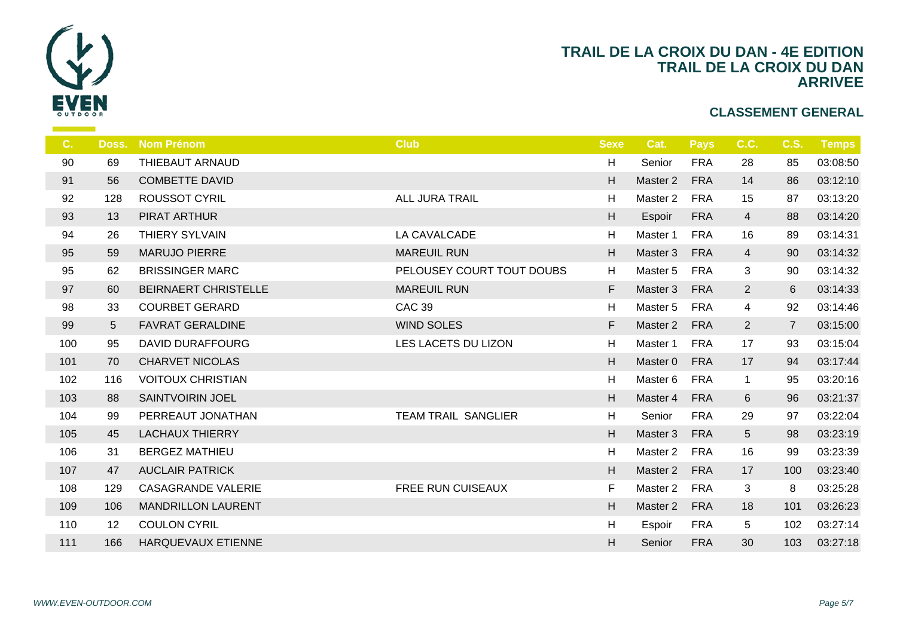# TRAIL DE LA CROIX DU DAN - 4E EDITION
## TRAIL DE LA CROIX DU DAN
## ARRIVEE

### CLASSEMENT GENERAL

| C. | Doss. | Nom Prénom | Club | Sexe | Cat. | Pays | C.C. | C.S. | Temps |
|---|---|---|---|---|---|---|---|---|---|
| 90 | 69 | THIEBAUT ARNAUD | | H | Senior | FRA | 28 | 85 | 03:08:50 |
| 91 | 56 | COMBETTE DAVID | | H | Master 2 | FRA | 14 | 86 | 03:12:10 |
| 92 | 128 | ROUSSOT CYRIL | ALL JURA TRAIL | H | Master 2 | FRA | 15 | 87 | 03:13:20 |
| 93 | 13 | PIRAT ARTHUR | | H | Espoir | FRA | 4 | 88 | 03:14:20 |
| 94 | 26 | THIERY SYLVAIN | LA CAVALCADE | H | Master 1 | FRA | 16 | 89 | 03:14:31 |
| 95 | 59 | MARUJO PIERRE | MAREUIL RUN | H | Master 3 | FRA | 4 | 90 | 03:14:32 |
| 95 | 62 | BRISSINGER MARC | PELOUSEY COURT TOUT DOUBS | H | Master 5 | FRA | 3 | 90 | 03:14:32 |
| 97 | 60 | BEIRNAERT CHRISTELLE | MAREUIL RUN | F | Master 3 | FRA | 2 | 6 | 03:14:33 |
| 98 | 33 | COURBET GERARD | CAC 39 | H | Master 5 | FRA | 4 | 92 | 03:14:46 |
| 99 | 5 | FAVRAT GERALDINE | WIND SOLES | F | Master 2 | FRA | 2 | 7 | 03:15:00 |
| 100 | 95 | DAVID DURAFFOURG | LES LACETS DU LIZON | H | Master 1 | FRA | 17 | 93 | 03:15:04 |
| 101 | 70 | CHARVET NICOLAS | | H | Master 0 | FRA | 17 | 94 | 03:17:44 |
| 102 | 116 | VOITOUX CHRISTIAN | | H | Master 6 | FRA | 1 | 95 | 03:20:16 |
| 103 | 88 | SAINTVOIRIN JOEL | | H | Master 4 | FRA | 6 | 96 | 03:21:37 |
| 104 | 99 | PERREAUT JONATHAN | TEAM TRAIL SANGLIER | H | Senior | FRA | 29 | 97 | 03:22:04 |
| 105 | 45 | LACHAUX THIERRY | | H | Master 3 | FRA | 5 | 98 | 03:23:19 |
| 106 | 31 | BERGEZ MATHIEU | | H | Master 2 | FRA | 16 | 99 | 03:23:39 |
| 107 | 47 | AUCLAIR PATRICK | | H | Master 2 | FRA | 17 | 100 | 03:23:40 |
| 108 | 129 | CASAGRANDE VALERIE | FREE RUN CUISEAUX | F | Master 2 | FRA | 3 | 8 | 03:25:28 |
| 109 | 106 | MANDRILLON LAURENT | | H | Master 2 | FRA | 18 | 101 | 03:26:23 |
| 110 | 12 | COULON CYRIL | | H | Espoir | FRA | 5 | 102 | 03:27:14 |
| 111 | 166 | HARQUEVAUX ETIENNE | | H | Senior | FRA | 30 | 103 | 03:27:18 |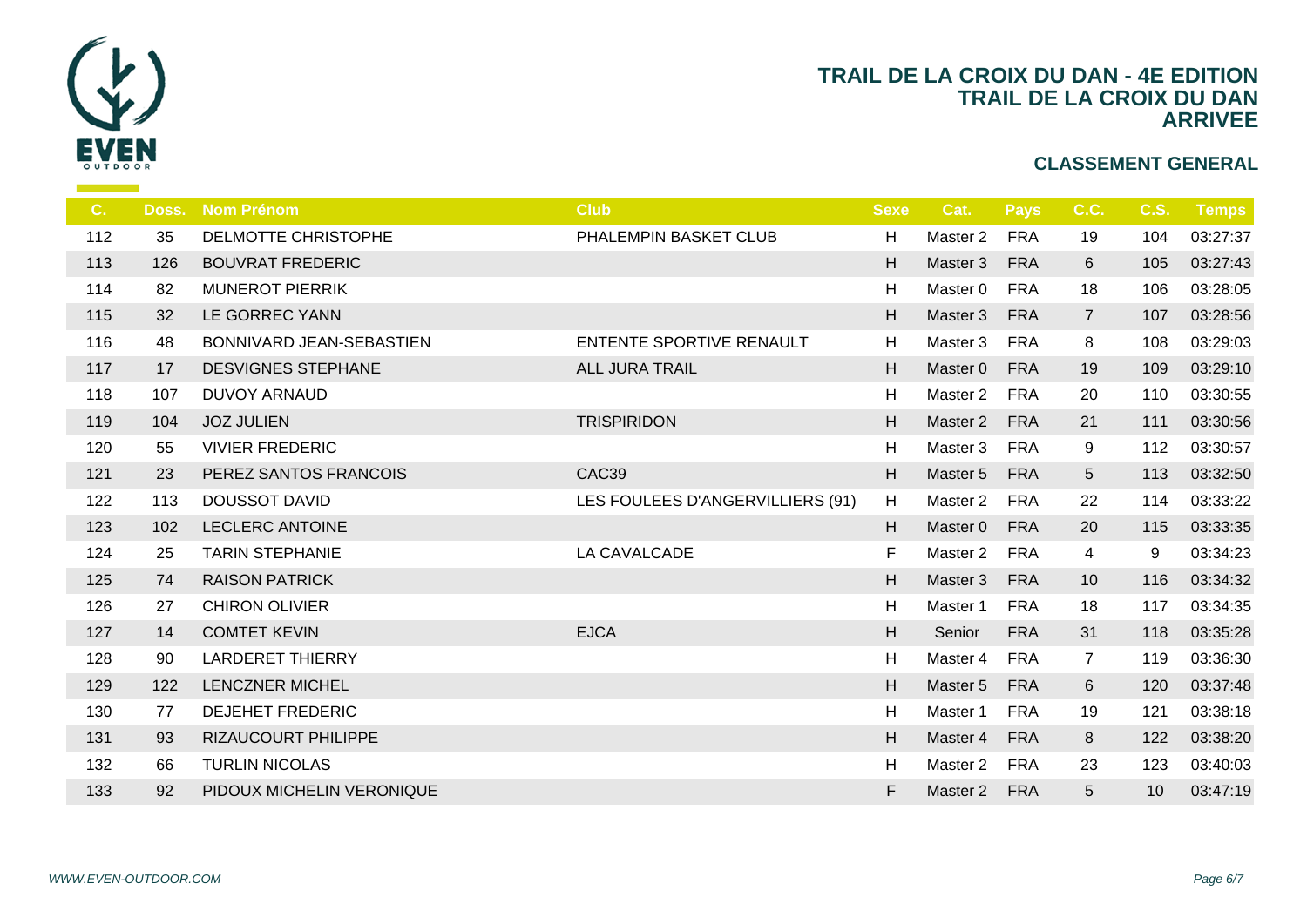# TRAIL DE LA CROIX DU DAN - 4E EDITION
## TRAIL DE LA CROIX DU DAN
## ARRIVEE

### CLASSEMENT GENERAL

| C. | Doss. | Nom Prénom | Club | Sexe | Cat. | Pays | C.C. | C.S. | Temps |
|---|---|---|---|---|---|---|---|---|---|
| 112 | 35 | DELMOTTE CHRISTOPHE | PHALEMPIN BASKET CLUB | H | Master 2 | FRA | 19 | 104 | 03:27:37 |
| 113 | 126 | BOUVRAT FREDERIC | | H | Master 3 | FRA | 6 | 105 | 03:27:43 |
| 114 | 82 | MUNEROT PIERRIK | | H | Master 0 | FRA | 18 | 106 | 03:28:05 |
| 115 | 32 | LE GORREC YANN | | H | Master 3 | FRA | 7 | 107 | 03:28:56 |
| 116 | 48 | BONNIVARD JEAN-SEBASTIEN | ENTENTE SPORTIVE RENAULT | H | Master 3 | FRA | 8 | 108 | 03:29:03 |
| 117 | 17 | DESVIGNES STEPHANE | ALL JURA TRAIL | H | Master 0 | FRA | 19 | 109 | 03:29:10 |
| 118 | 107 | DUVOY ARNAUD | | H | Master 2 | FRA | 20 | 110 | 03:30:55 |
| 119 | 104 | JOZ JULIEN | TRISPIRIDON | H | Master 2 | FRA | 21 | 111 | 03:30:56 |
| 120 | 55 | VIVIER FREDERIC | | H | Master 3 | FRA | 9 | 112 | 03:30:57 |
| 121 | 23 | PEREZ SANTOS FRANCOIS | CAC39 | H | Master 5 | FRA | 5 | 113 | 03:32:50 |
| 122 | 113 | DOUSSOT DAVID | LES FOULEES D'ANGERVILLIERS (91) | H | Master 2 | FRA | 22 | 114 | 03:33:22 |
| 123 | 102 | LECLERC ANTOINE | | H | Master 0 | FRA | 20 | 115 | 03:33:35 |
| 124 | 25 | TARIN STEPHANIE | LA CAVALCADE | F | Master 2 | FRA | 4 | 9 | 03:34:23 |
| 125 | 74 | RAISON PATRICK | | H | Master 3 | FRA | 10 | 116 | 03:34:32 |
| 126 | 27 | CHIRON OLIVIER | | H | Master 1 | FRA | 18 | 117 | 03:34:35 |
| 127 | 14 | COMTET KEVIN | EJCA | H | Senior | FRA | 31 | 118 | 03:35:28 |
| 128 | 90 | LARDERET THIERRY | | H | Master 4 | FRA | 7 | 119 | 03:36:30 |
| 129 | 122 | LENCZNER MICHEL | | H | Master 5 | FRA | 6 | 120 | 03:37:48 |
| 130 | 77 | DEJEHET FREDERIC | | H | Master 1 | FRA | 19 | 121 | 03:38:18 |
| 131 | 93 | RIZAUCOURT PHILIPPE | | H | Master 4 | FRA | 8 | 122 | 03:38:20 |
| 132 | 66 | TURLIN NICOLAS | | H | Master 2 | FRA | 23 | 123 | 03:40:03 |
| 133 | 92 | PIDOUX MICHELIN VERONIQUE | | F | Master 2 | FRA | 5 | 10 | 03:47:19 |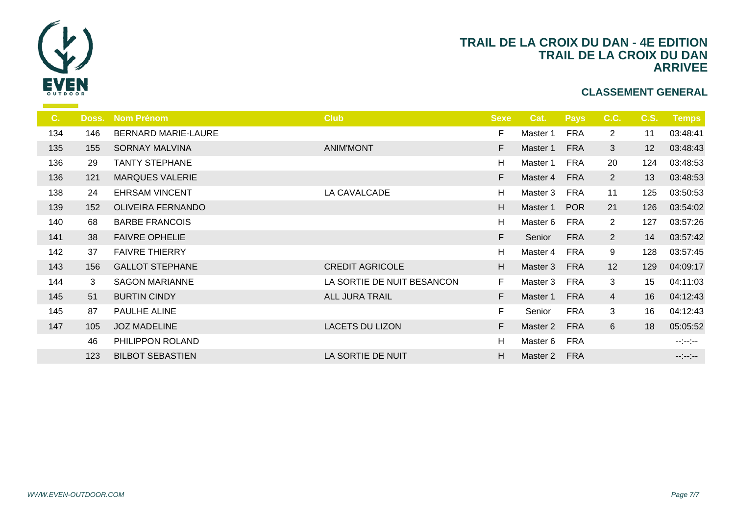# TRAIL DE LA CROIX DU DAN - 4E EDITION
## TRAIL DE LA CROIX DU DAN
## ARRIVEE

### CLASSEMENT GENERAL

| C. | Doss. | Nom Prénom | Club | Sexe | Cat. | Pays | C.C. | C.S. | Temps |
|---|---|---|---|---|---|---|---|---|---|
| 134 | 146 | BERNARD MARIE-LAURE | | F | Master 1 | FRA | 2 | 11 | 03:48:41 |
| 135 | 155 | SORNAY MALVINA | ANIM'MONT | F | Master 1 | FRA | 3 | 12 | 03:48:43 |
| 136 | 29 | TANTY STEPHANE | | H | Master 1 | FRA | 20 | 124 | 03:48:53 |
| 136 | 121 | MARQUES VALERIE | | F | Master 4 | FRA | 2 | 13 | 03:48:53 |
| 138 | 24 | EHRSAM VINCENT | LA CAVALCADE | H | Master 3 | FRA | 11 | 125 | 03:50:53 |
| 139 | 152 | OLIVEIRA FERNANDO | | H | Master 1 | POR | 21 | 126 | 03:54:02 |
| 140 | 68 | BARBE FRANCOIS | | H | Master 6 | FRA | 2 | 127 | 03:57:26 |
| 141 | 38 | FAIVRE OPHELIE | | F | Senior | FRA | 2 | 14 | 03:57:42 |
| 142 | 37 | FAIVRE THIERRY | | H | Master 4 | FRA | 9 | 128 | 03:57:45 |
| 143 | 156 | GALLOT STEPHANE | CREDIT AGRICOLE | H | Master 3 | FRA | 12 | 129 | 04:09:17 |
| 144 | 3 | SAGON MARIANNE | LA SORTIE DE NUIT BESANCON | F | Master 3 | FRA | 3 | 15 | 04:11:03 |
| 145 | 51 | BURTIN CINDY | ALL JURA TRAIL | F | Master 1 | FRA | 4 | 16 | 04:12:43 |
| 145 | 87 | PAULHE ALINE | | F | Senior | FRA | 3 | 16 | 04:12:43 |
| 147 | 105 | JOZ MADELINE | LACETS DU LIZON | F | Master 2 | FRA | 6 | 18 | 05:05:52 |
| | 46 | PHILIPPON ROLAND | | H | Master 6 | FRA | | | --:--:-- |
| | 123 | BILBOT SEBASTIEN | LA SORTIE DE NUIT | H | Master 2 | FRA | | | --:--:-- |

*WWW.EVEN-OUTDOOR.COM*